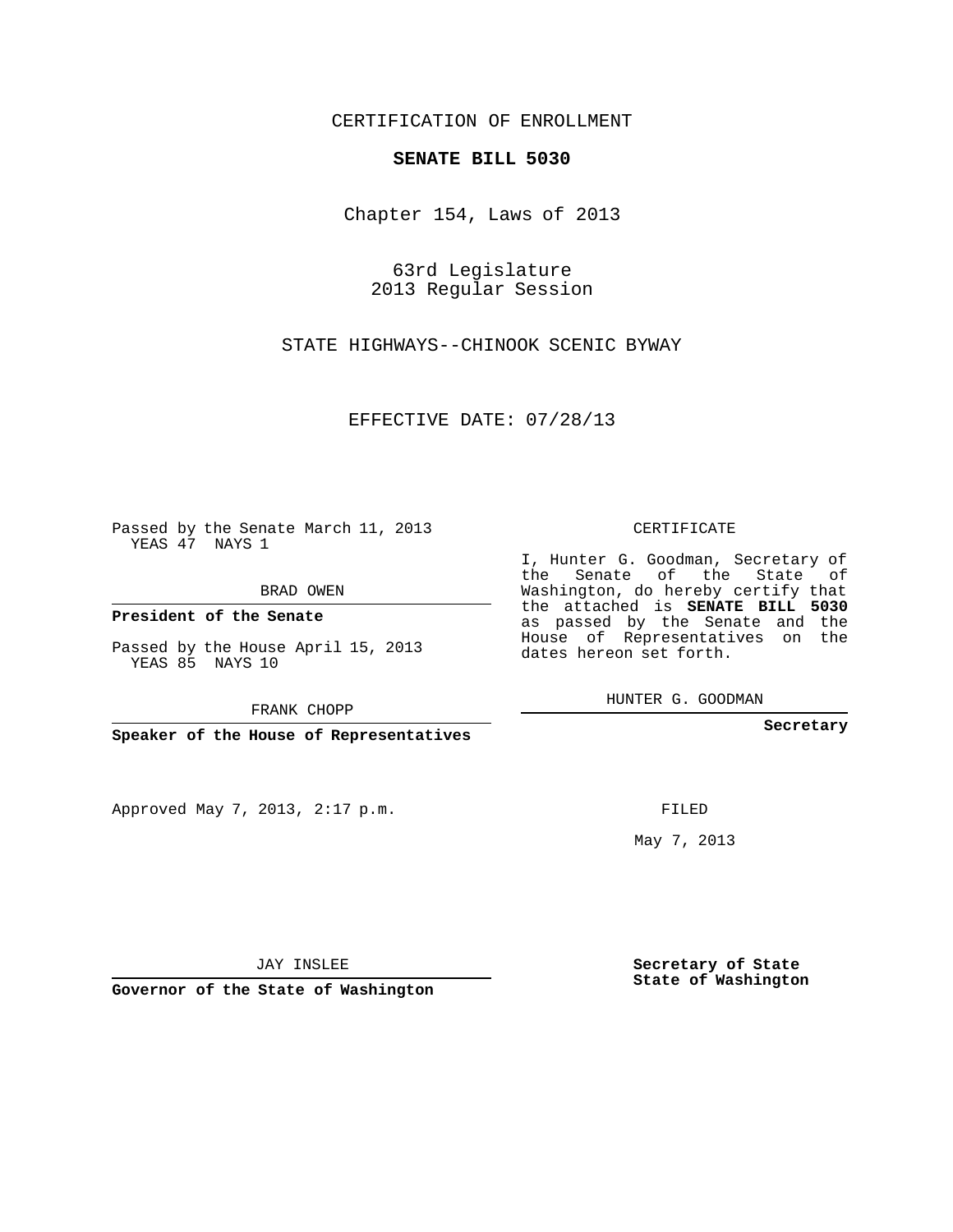CERTIFICATION OF ENROLLMENT

**SENATE BILL 5030**

Chapter 154, Laws of 2013

63rd Legislature
2013 Regular Session

STATE HIGHWAYS--CHINOOK SCENIC BYWAY

EFFECTIVE DATE: 07/28/13

Passed by the Senate March 11, 2013
YEAS 47 NAYS 1

BRAD OWEN

**President of the Senate**

Passed by the House April 15, 2013
YEAS 85 NAYS 10

FRANK CHOPP

**Speaker of the House of Representatives**

CERTIFICATE

I, Hunter G. Goodman, Secretary of the Senate of the State of Washington, do hereby certify that the attached is **SENATE BILL 5030** as passed by the Senate and the House of Representatives on the dates hereon set forth.

HUNTER G. GOODMAN

**Secretary**

Approved May 7, 2013, 2:17 p.m.

FILED

May 7, 2013

JAY INSLEE

**Governor of the State of Washington**

**Secretary of State**
**State of Washington**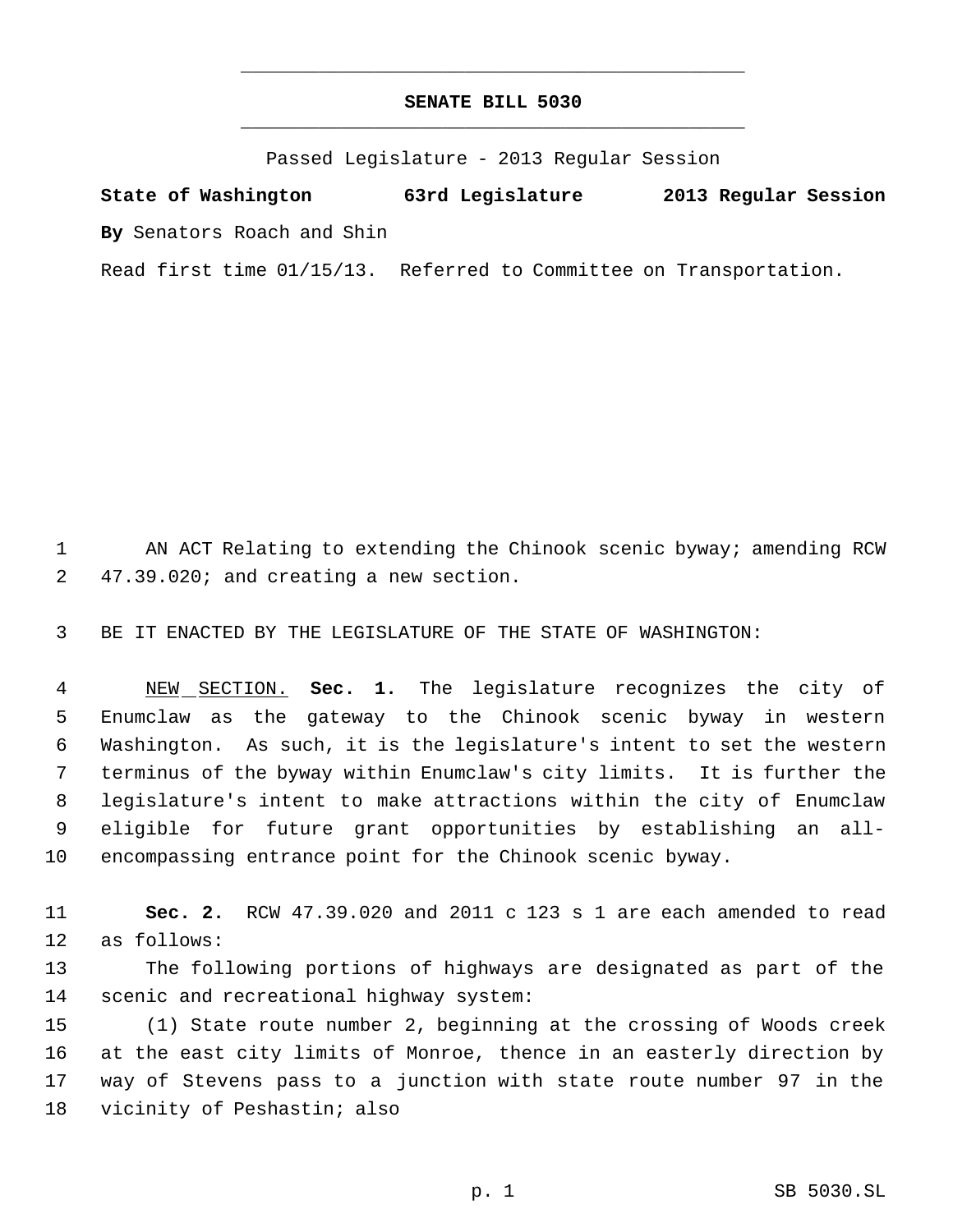# SENATE BILL 5030

Passed Legislature - 2013 Regular Session

**State of Washington 63rd Legislature 2013 Regular Session**

**By** Senators Roach and Shin

Read first time 01/15/13. Referred to Committee on Transportation.

AN ACT Relating to extending the Chinook scenic byway; amending RCW 47.39.020; and creating a new section.

BE IT ENACTED BY THE LEGISLATURE OF THE STATE OF WASHINGTON:

NEW SECTION. **Sec. 1.** The legislature recognizes the city of Enumclaw as the gateway to the Chinook scenic byway in western Washington. As such, it is the legislature's intent to set the western terminus of the byway within Enumclaw's city limits. It is further the legislature's intent to make attractions within the city of Enumclaw eligible for future grant opportunities by establishing an all-encompassing entrance point for the Chinook scenic byway.

**Sec. 2.** RCW 47.39.020 and 2011 c 123 s 1 are each amended to read as follows:

The following portions of highways are designated as part of the scenic and recreational highway system:

(1) State route number 2, beginning at the crossing of Woods creek at the east city limits of Monroe, thence in an easterly direction by way of Stevens pass to a junction with state route number 97 in the vicinity of Peshastin; also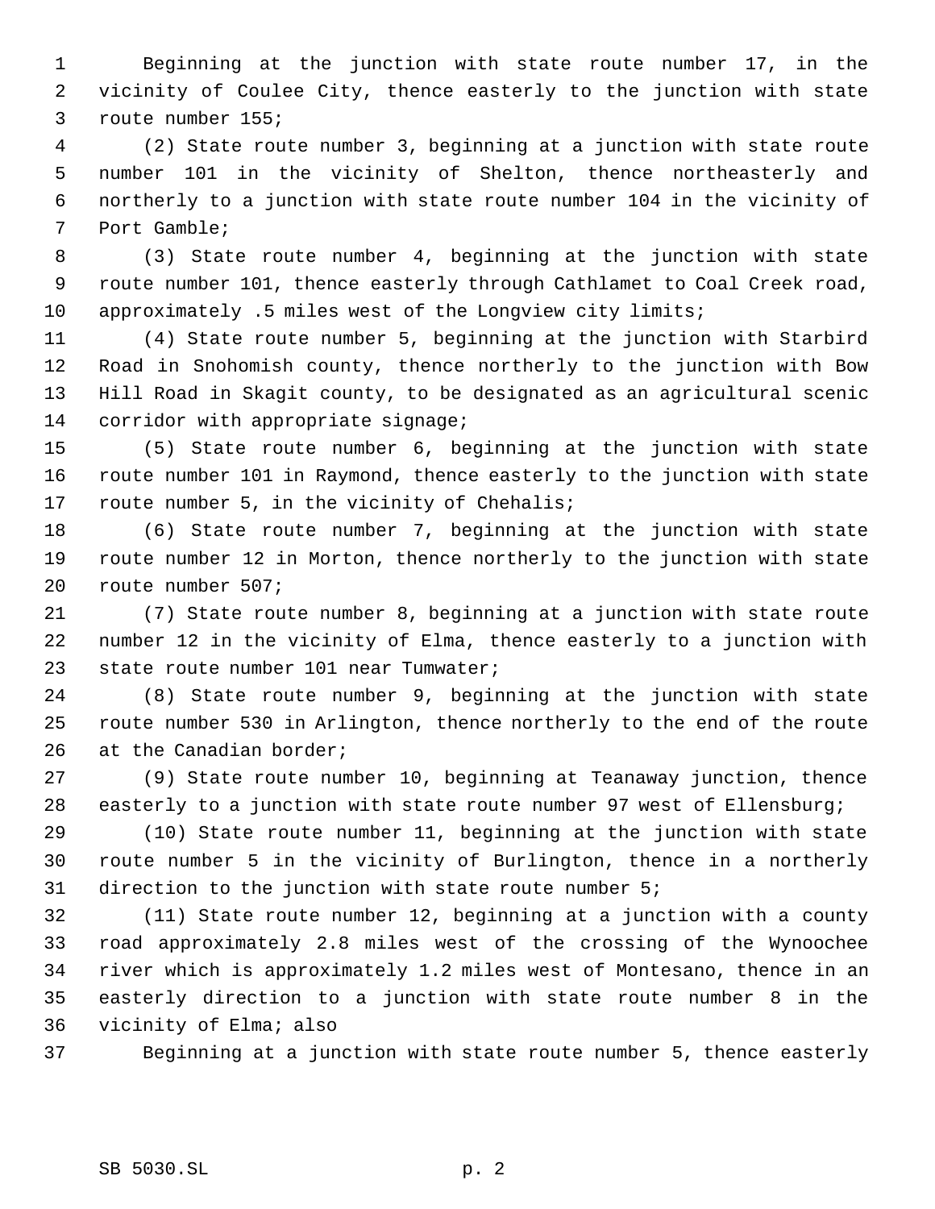Beginning at the junction with state route number 17, in the vicinity of Coulee City, thence easterly to the junction with state route number 155;

(2) State route number 3, beginning at a junction with state route number 101 in the vicinity of Shelton, thence northeasterly and northerly to a junction with state route number 104 in the vicinity of Port Gamble;

(3) State route number 4, beginning at the junction with state route number 101, thence easterly through Cathlamet to Coal Creek road, approximately .5 miles west of the Longview city limits;

(4) State route number 5, beginning at the junction with Starbird Road in Snohomish county, thence northerly to the junction with Bow Hill Road in Skagit county, to be designated as an agricultural scenic corridor with appropriate signage;

(5) State route number 6, beginning at the junction with state route number 101 in Raymond, thence easterly to the junction with state route number 5, in the vicinity of Chehalis;

(6) State route number 7, beginning at the junction with state route number 12 in Morton, thence northerly to the junction with state route number 507;

(7) State route number 8, beginning at a junction with state route number 12 in the vicinity of Elma, thence easterly to a junction with state route number 101 near Tumwater;

(8) State route number 9, beginning at the junction with state route number 530 in Arlington, thence northerly to the end of the route at the Canadian border;

(9) State route number 10, beginning at Teanaway junction, thence easterly to a junction with state route number 97 west of Ellensburg;

(10) State route number 11, beginning at the junction with state route number 5 in the vicinity of Burlington, thence in a northerly direction to the junction with state route number 5;

(11) State route number 12, beginning at a junction with a county road approximately 2.8 miles west of the crossing of the Wynoochee river which is approximately 1.2 miles west of Montesano, thence in an easterly direction to a junction with state route number 8 in the vicinity of Elma; also

Beginning at a junction with state route number 5, thence easterly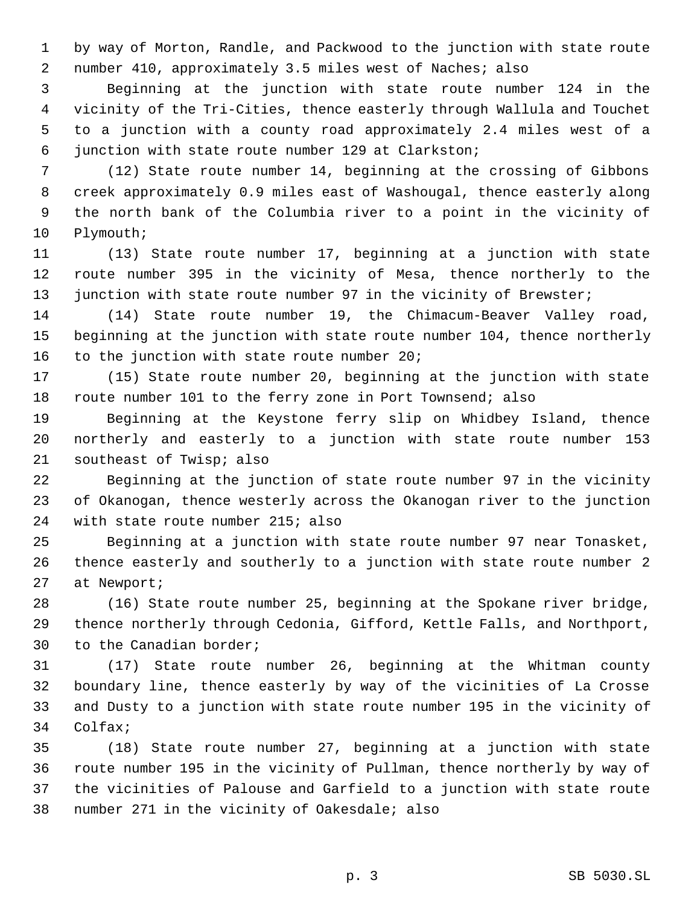by way of Morton, Randle, and Packwood to the junction with state route number 410, approximately 3.5 miles west of Naches; also

Beginning at the junction with state route number 124 in the vicinity of the Tri-Cities, thence easterly through Wallula and Touchet to a junction with a county road approximately 2.4 miles west of a junction with state route number 129 at Clarkston;

(12) State route number 14, beginning at the crossing of Gibbons creek approximately 0.9 miles east of Washougal, thence easterly along the north bank of the Columbia river to a point in the vicinity of Plymouth;

(13) State route number 17, beginning at a junction with state route number 395 in the vicinity of Mesa, thence northerly to the junction with state route number 97 in the vicinity of Brewster;

(14) State route number 19, the Chimacum-Beaver Valley road, beginning at the junction with state route number 104, thence northerly to the junction with state route number 20;

(15) State route number 20, beginning at the junction with state route number 101 to the ferry zone in Port Townsend; also

Beginning at the Keystone ferry slip on Whidbey Island, thence northerly and easterly to a junction with state route number 153 southeast of Twisp; also

Beginning at the junction of state route number 97 in the vicinity of Okanogan, thence westerly across the Okanogan river to the junction with state route number 215; also

Beginning at a junction with state route number 97 near Tonasket, thence easterly and southerly to a junction with state route number 2 at Newport;

(16) State route number 25, beginning at the Spokane river bridge, thence northerly through Cedonia, Gifford, Kettle Falls, and Northport, to the Canadian border;

(17) State route number 26, beginning at the Whitman county boundary line, thence easterly by way of the vicinities of La Crosse and Dusty to a junction with state route number 195 in the vicinity of Colfax;

(18) State route number 27, beginning at a junction with state route number 195 in the vicinity of Pullman, thence northerly by way of the vicinities of Palouse and Garfield to a junction with state route number 271 in the vicinity of Oakesdale; also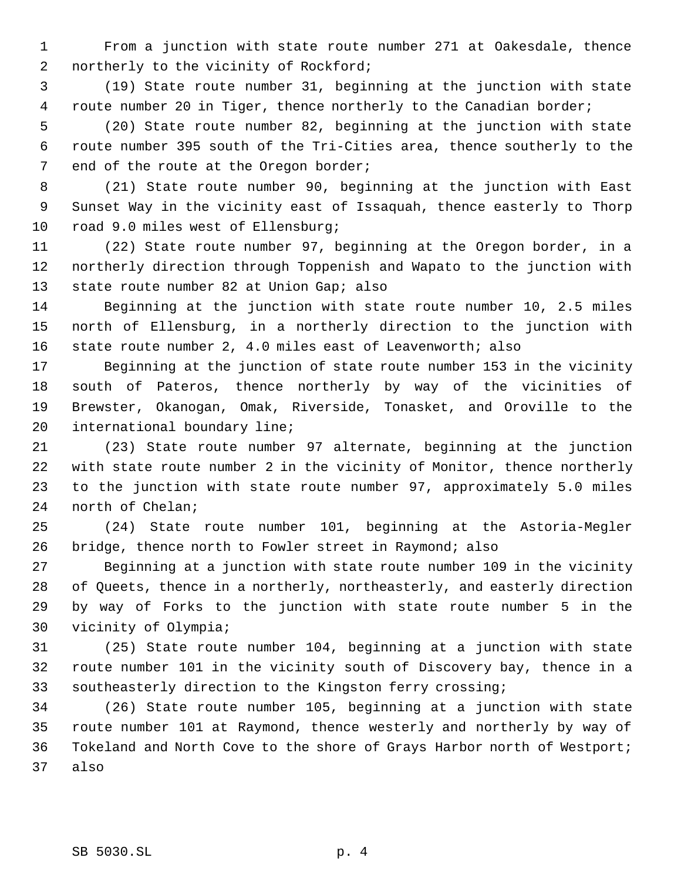From a junction with state route number 271 at Oakesdale, thence northerly to the vicinity of Rockford;

(19) State route number 31, beginning at the junction with state route number 20 in Tiger, thence northerly to the Canadian border;

(20) State route number 82, beginning at the junction with state route number 395 south of the Tri-Cities area, thence southerly to the end of the route at the Oregon border;

(21) State route number 90, beginning at the junction with East Sunset Way in the vicinity east of Issaquah, thence easterly to Thorp road 9.0 miles west of Ellensburg;

(22) State route number 97, beginning at the Oregon border, in a northerly direction through Toppenish and Wapato to the junction with state route number 82 at Union Gap; also

Beginning at the junction with state route number 10, 2.5 miles north of Ellensburg, in a northerly direction to the junction with state route number 2, 4.0 miles east of Leavenworth; also

Beginning at the junction of state route number 153 in the vicinity south of Pateros, thence northerly by way of the vicinities of Brewster, Okanogan, Omak, Riverside, Tonasket, and Oroville to the international boundary line;

(23) State route number 97 alternate, beginning at the junction with state route number 2 in the vicinity of Monitor, thence northerly to the junction with state route number 97, approximately 5.0 miles north of Chelan;

(24) State route number 101, beginning at the Astoria-Megler bridge, thence north to Fowler street in Raymond; also

Beginning at a junction with state route number 109 in the vicinity of Queets, thence in a northerly, northeasterly, and easterly direction by way of Forks to the junction with state route number 5 in the vicinity of Olympia;

(25) State route number 104, beginning at a junction with state route number 101 in the vicinity south of Discovery bay, thence in a southeasterly direction to the Kingston ferry crossing;

(26) State route number 105, beginning at a junction with state route number 101 at Raymond, thence westerly and northerly by way of Tokeland and North Cove to the shore of Grays Harbor north of Westport; also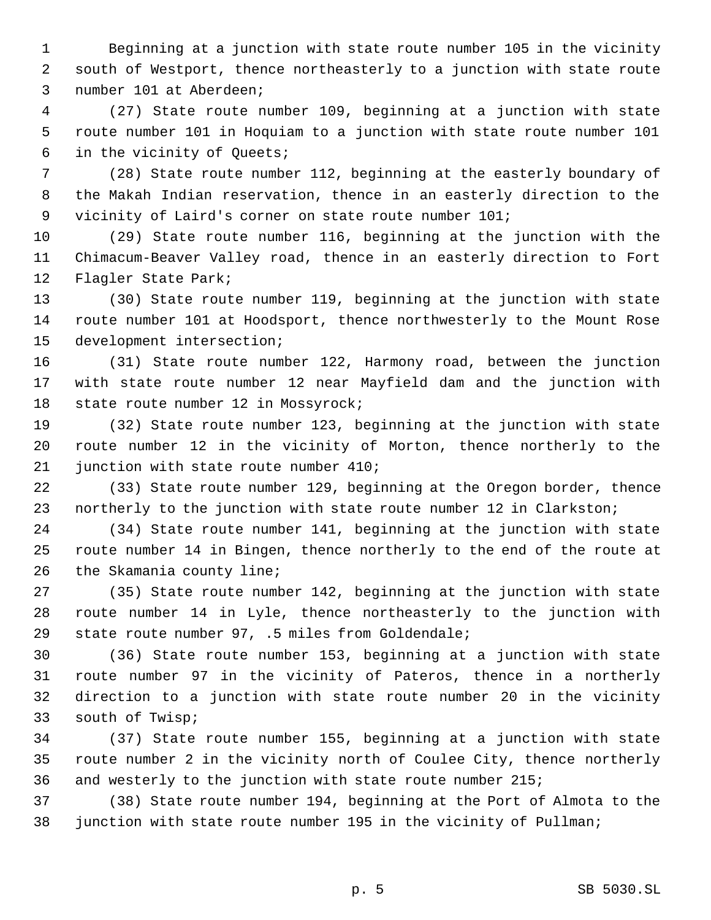Beginning at a junction with state route number 105 in the vicinity south of Westport, thence northeasterly to a junction with state route number 101 at Aberdeen;

(27) State route number 109, beginning at a junction with state route number 101 in Hoquiam to a junction with state route number 101 in the vicinity of Queets;

(28) State route number 112, beginning at the easterly boundary of the Makah Indian reservation, thence in an easterly direction to the vicinity of Laird's corner on state route number 101;

(29) State route number 116, beginning at the junction with the Chimacum-Beaver Valley road, thence in an easterly direction to Fort Flagler State Park;

(30) State route number 119, beginning at the junction with state route number 101 at Hoodsport, thence northwesterly to the Mount Rose development intersection;

(31) State route number 122, Harmony road, between the junction with state route number 12 near Mayfield dam and the junction with state route number 12 in Mossyrock;

(32) State route number 123, beginning at the junction with state route number 12 in the vicinity of Morton, thence northerly to the junction with state route number 410;

(33) State route number 129, beginning at the Oregon border, thence northerly to the junction with state route number 12 in Clarkston;

(34) State route number 141, beginning at the junction with state route number 14 in Bingen, thence northerly to the end of the route at the Skamania county line;

(35) State route number 142, beginning at the junction with state route number 14 in Lyle, thence northeasterly to the junction with state route number 97, .5 miles from Goldendale;

(36) State route number 153, beginning at a junction with state route number 97 in the vicinity of Pateros, thence in a northerly direction to a junction with state route number 20 in the vicinity south of Twisp;

(37) State route number 155, beginning at a junction with state route number 2 in the vicinity north of Coulee City, thence northerly and westerly to the junction with state route number 215;

(38) State route number 194, beginning at the Port of Almota to the junction with state route number 195 in the vicinity of Pullman;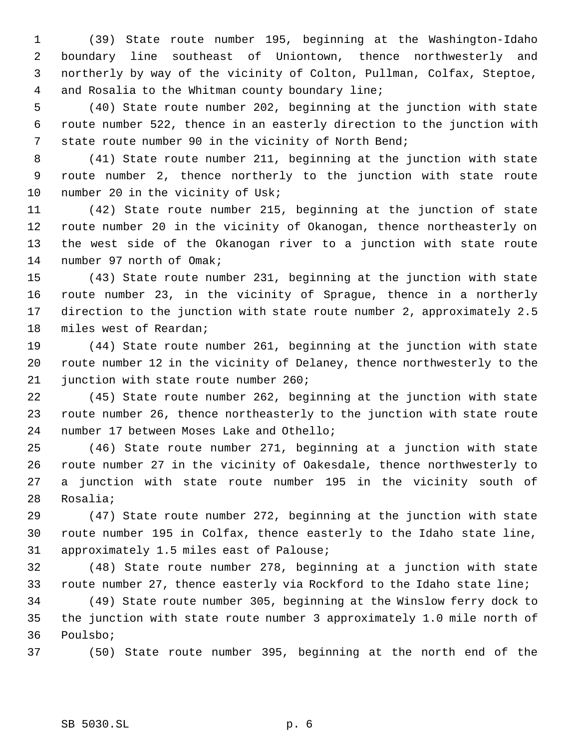(39) State route number 195, beginning at the Washington-Idaho boundary line southeast of Uniontown, thence northwesterly and northerly by way of the vicinity of Colton, Pullman, Colfax, Steptoe, and Rosalia to the Whitman county boundary line;

(40) State route number 202, beginning at the junction with state route number 522, thence in an easterly direction to the junction with state route number 90 in the vicinity of North Bend;

(41) State route number 211, beginning at the junction with state route number 2, thence northerly to the junction with state route number 20 in the vicinity of Usk;

(42) State route number 215, beginning at the junction of state route number 20 in the vicinity of Okanogan, thence northeasterly on the west side of the Okanogan river to a junction with state route number 97 north of Omak;

(43) State route number 231, beginning at the junction with state route number 23, in the vicinity of Sprague, thence in a northerly direction to the junction with state route number 2, approximately 2.5 miles west of Reardan;

(44) State route number 261, beginning at the junction with state route number 12 in the vicinity of Delaney, thence northwesterly to the junction with state route number 260;

(45) State route number 262, beginning at the junction with state route number 26, thence northeasterly to the junction with state route number 17 between Moses Lake and Othello;

(46) State route number 271, beginning at a junction with state route number 27 in the vicinity of Oakesdale, thence northwesterly to a junction with state route number 195 in the vicinity south of Rosalia;

(47) State route number 272, beginning at the junction with state route number 195 in Colfax, thence easterly to the Idaho state line, approximately 1.5 miles east of Palouse;

(48) State route number 278, beginning at a junction with state route number 27, thence easterly via Rockford to the Idaho state line;

(49) State route number 305, beginning at the Winslow ferry dock to the junction with state route number 3 approximately 1.0 mile north of Poulsbo;

(50) State route number 395, beginning at the north end of the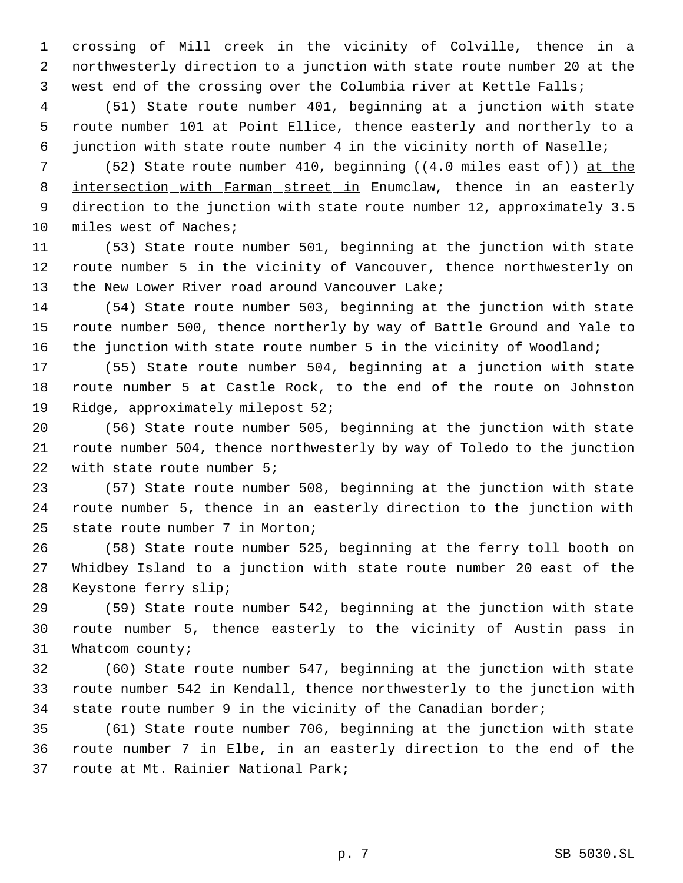crossing of Mill creek in the vicinity of Colville, thence in a northwesterly direction to a junction with state route number 20 at the west end of the crossing over the Columbia river at Kettle Falls;

(51) State route number 401, beginning at a junction with state route number 101 at Point Ellice, thence easterly and northerly to a junction with state route number 4 in the vicinity north of Naselle;

(52) State route number 410, beginning ((~~4.0 miles east of~~)) <u>at the intersection with Farman street in</u> Enumclaw, thence in an easterly direction to the junction with state route number 12, approximately 3.5 miles west of Naches;

(53) State route number 501, beginning at the junction with state route number 5 in the vicinity of Vancouver, thence northwesterly on the New Lower River road around Vancouver Lake;

(54) State route number 503, beginning at the junction with state route number 500, thence northerly by way of Battle Ground and Yale to the junction with state route number 5 in the vicinity of Woodland;

(55) State route number 504, beginning at a junction with state route number 5 at Castle Rock, to the end of the route on Johnston Ridge, approximately milepost 52;

(56) State route number 505, beginning at the junction with state route number 504, thence northwesterly by way of Toledo to the junction with state route number 5;

(57) State route number 508, beginning at the junction with state route number 5, thence in an easterly direction to the junction with state route number 7 in Morton;

(58) State route number 525, beginning at the ferry toll booth on Whidbey Island to a junction with state route number 20 east of the Keystone ferry slip;

(59) State route number 542, beginning at the junction with state route number 5, thence easterly to the vicinity of Austin pass in Whatcom county;

(60) State route number 547, beginning at the junction with state route number 542 in Kendall, thence northwesterly to the junction with state route number 9 in the vicinity of the Canadian border;

(61) State route number 706, beginning at the junction with state route number 7 in Elbe, in an easterly direction to the end of the route at Mt. Rainier National Park;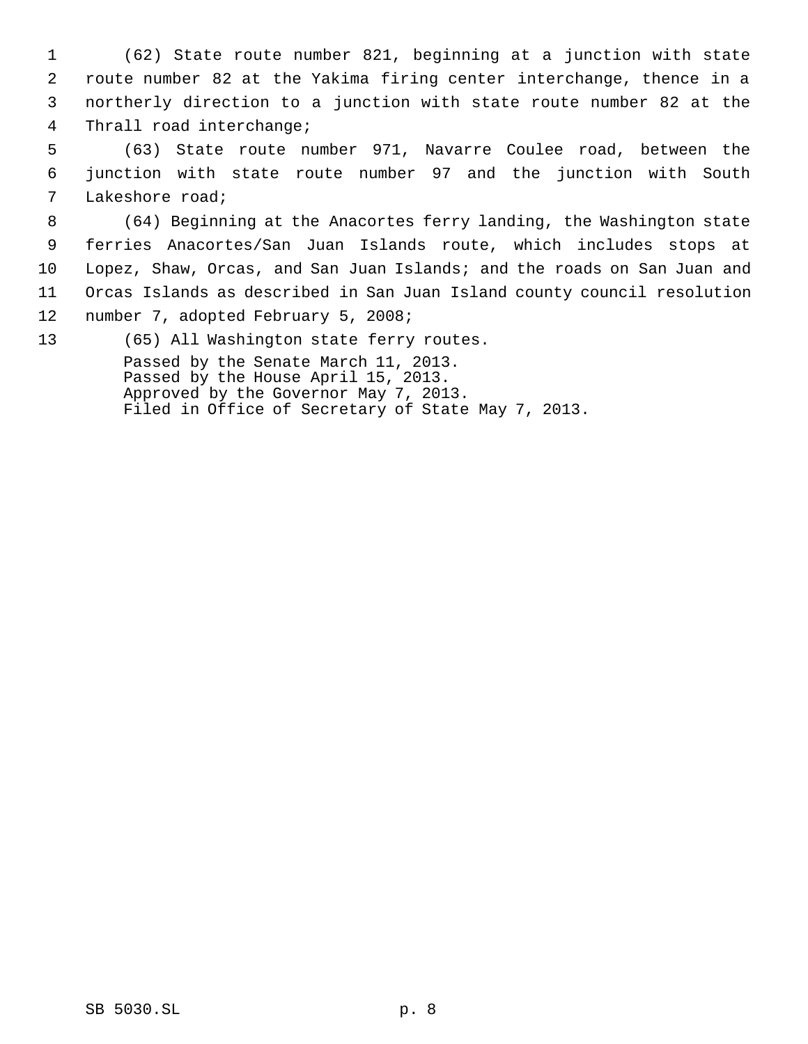(62) State route number 821, beginning at a junction with state route number 82 at the Yakima firing center interchange, thence in a northerly direction to a junction with state route number 82 at the Thrall road interchange;

(63) State route number 971, Navarre Coulee road, between the junction with state route number 97 and the junction with South Lakeshore road;

(64) Beginning at the Anacortes ferry landing, the Washington state ferries Anacortes/San Juan Islands route, which includes stops at Lopez, Shaw, Orcas, and San Juan Islands; and the roads on San Juan and Orcas Islands as described in San Juan Island county council resolution number 7, adopted February 5, 2008;

(65) All Washington state ferry routes.

Passed by the Senate March 11, 2013.
Passed by the House April 15, 2013.
Approved by the Governor May 7, 2013.
Filed in Office of Secretary of State May 7, 2013.